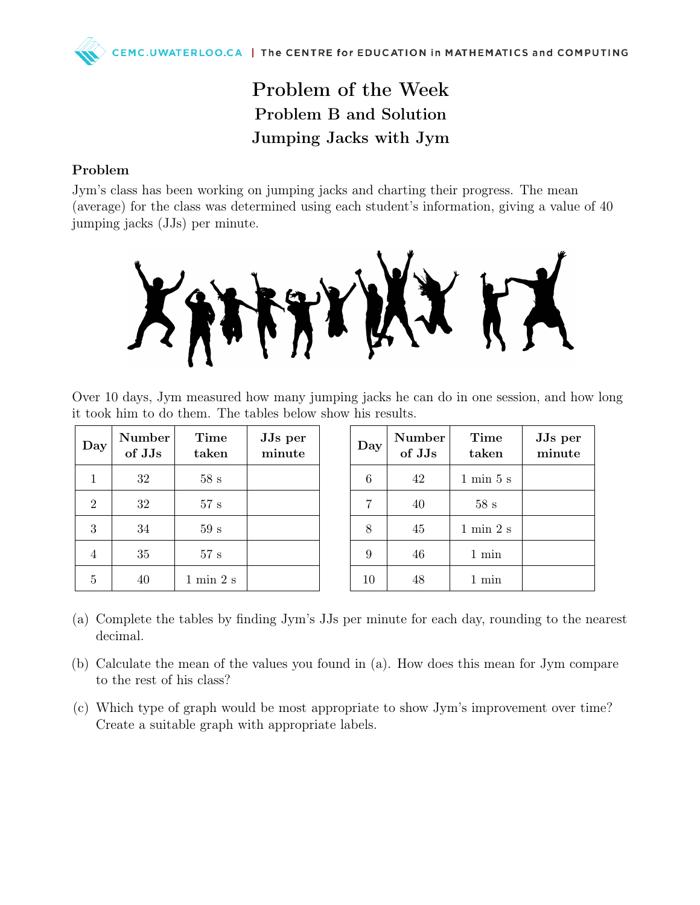# Problem of the Week
## Problem B and Solution
## Jumping Jacks with Jym

### Problem

Jym's class has been working on jumping jacks and charting their progress. The mean (average) for the class was determined using each student's information, giving a value of 40 jumping jacks (JJs) per minute.

Over 10 days, Jym measured how many jumping jacks he can do in one session, and how long it took him to do them. The tables below show his results.

| Day | Number of JJs | Time taken | JJs per minute |
|---|---|---|---|
| 1 | 32 | 58 s | |
| 2 | 32 | 57 s | |
| 3 | 34 | 59 s | |
| 4 | 35 | 57 s | |
| 5 | 40 | 1 min 2 s | |

| Day | Number of JJs | Time taken | JJs per minute |
|---|---|---|---|
| 6 | 42 | 1 min 5 s | |
| 7 | 40 | 58 s | |
| 8 | 45 | 1 min 2 s | |
| 9 | 46 | 1 min | |
| 10 | 48 | 1 min | |

(a) Complete the tables by finding Jym's JJs per minute for each day, rounding to the nearest decimal.

(b) Calculate the mean of the values you found in (a). How does this mean for Jym compare to the rest of his class?

(c) Which type of graph would be most appropriate to show Jym's improvement over time? Create a suitable graph with appropriate labels.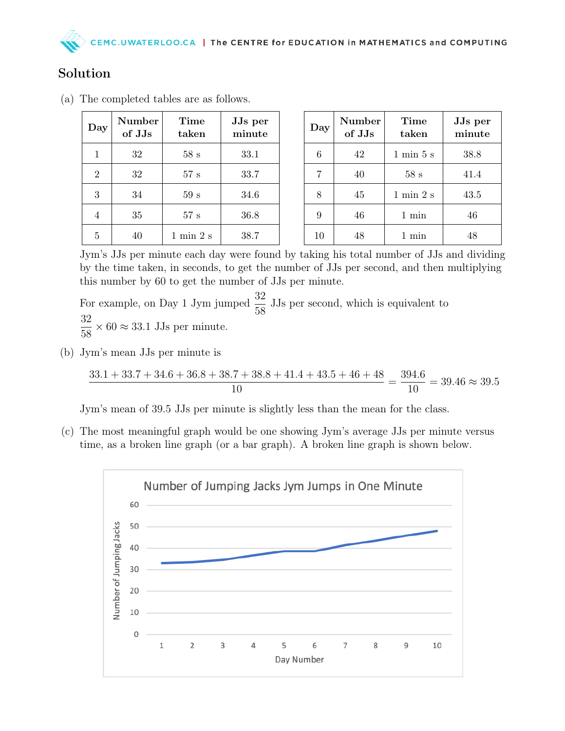## Solution

(a) The completed tables are as follows.

| Day | Number of JJs | Time taken | JJs per minute |
|---|---|---|---|
| 1 | 32 | 58 s | 33.1 |
| 2 | 32 | 57 s | 33.7 |
| 3 | 34 | 59 s | 34.6 |
| 4 | 35 | 57 s | 36.8 |
| 5 | 40 | 1 min 2 s | 38.7 |

| Day | Number of JJs | Time taken | JJs per minute |
|---|---|---|---|
| 6 | 42 | 1 min 5 s | 38.8 |
| 7 | 40 | 58 s | 41.4 |
| 8 | 45 | 1 min 2 s | 43.5 |
| 9 | 46 | 1 min | 46 |
| 10 | 48 | 1 min | 48 |

Jym's JJs per minute each day were found by taking his total number of JJs and dividing by the time taken, in seconds, to get the number of JJs per second, and then multiplying this number by 60 to get the number of JJs per minute.

For example, on Day 1 Jym jumped $\frac{32}{58}$ JJs per second, which is equivalent to $\frac{32}{58} \times 60 \approx 33.1$ JJs per minute.

(b) Jym's mean JJs per minute is

$$\frac{33.1 + 33.7 + 34.6 + 36.8 + 38.7 + 38.8 + 41.4 + 43.5 + 46 + 48}{10} = \frac{394.6}{10} = 39.46 \approx 39.5$$

Jym's mean of 39.5 JJs per minute is slightly less than the mean for the class.

(c) The most meaningful graph would be one showing Jym's average JJs per minute versus time, as a broken line graph (or a bar graph). A broken line graph is shown below.

Number of Jumping Jacks Jym Jumps in One Minute

Number of Jumping Jacks

60
50
40
30
20
10
0

1 2 3 4 5 6 7 8 9 10

Day Number